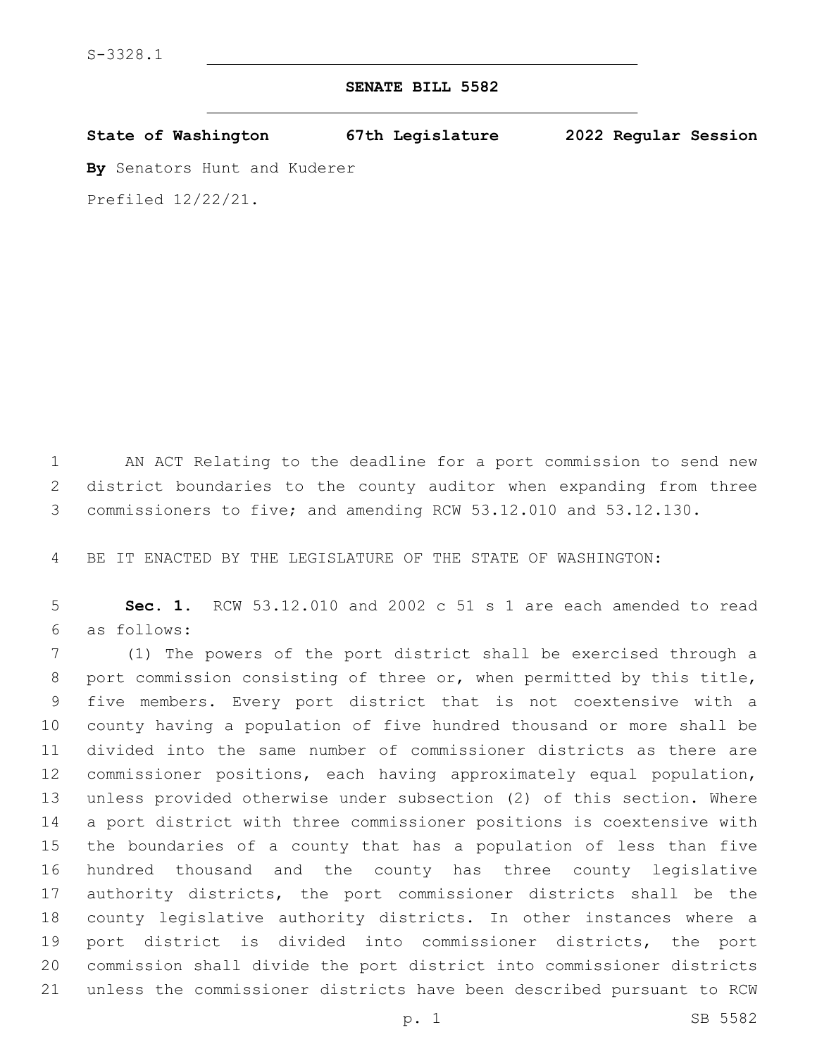S-3328.1

# SENATE BILL 5582

**State of Washington 67th Legislature 2022 Regular Session**

**By** Senators Hunt and Kuderer

Prefiled 12/22/21.

AN ACT Relating to the deadline for a port commission to send new district boundaries to the county auditor when expanding from three commissioners to five; and amending RCW 53.12.010 and 53.12.130.

BE IT ENACTED BY THE LEGISLATURE OF THE STATE OF WASHINGTON:

**Sec. 1.** RCW 53.12.010 and 2002 c 51 s 1 are each amended to read as follows:

(1) The powers of the port district shall be exercised through a port commission consisting of three or, when permitted by this title, five members. Every port district that is not coextensive with a county having a population of five hundred thousand or more shall be divided into the same number of commissioner districts as there are commissioner positions, each having approximately equal population, unless provided otherwise under subsection (2) of this section. Where a port district with three commissioner positions is coextensive with the boundaries of a county that has a population of less than five hundred thousand and the county has three county legislative authority districts, the port commissioner districts shall be the county legislative authority districts. In other instances where a port district is divided into commissioner districts, the port commission shall divide the port district into commissioner districts unless the commissioner districts have been described pursuant to RCW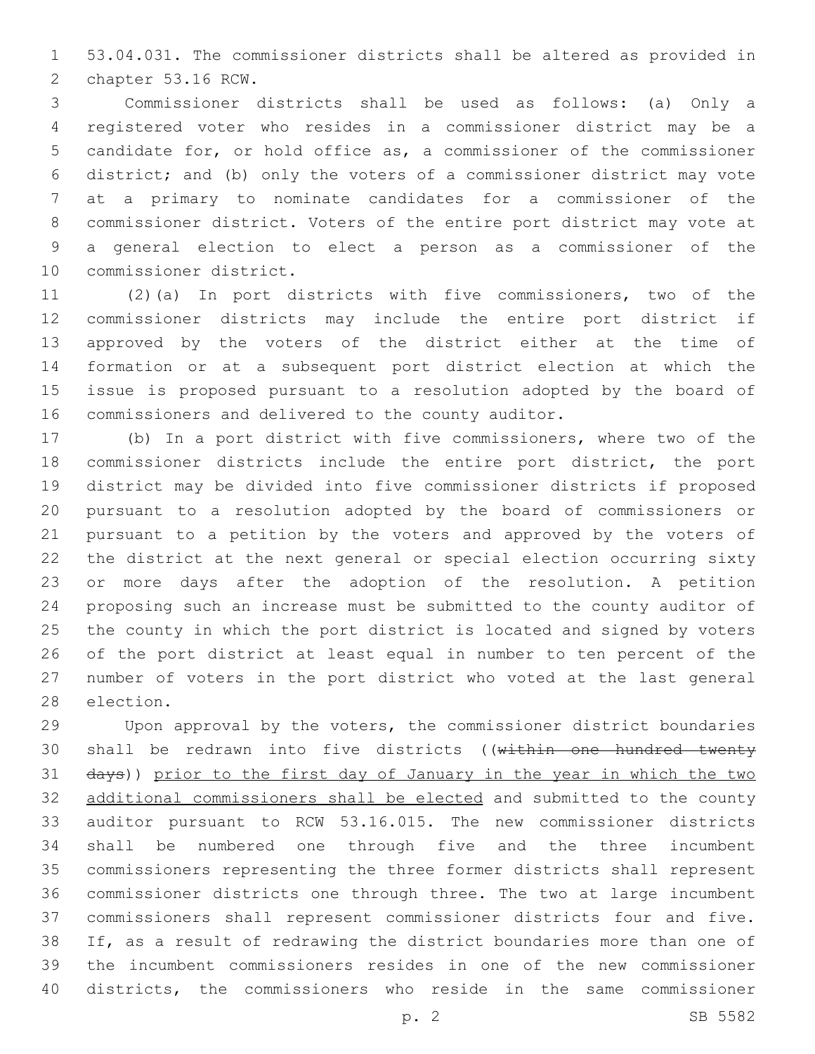53.04.031. The commissioner districts shall be altered as provided in chapter 53.16 RCW.

Commissioner districts shall be used as follows: (a) Only a registered voter who resides in a commissioner district may be a candidate for, or hold office as, a commissioner of the commissioner district; and (b) only the voters of a commissioner district may vote at a primary to nominate candidates for a commissioner of the commissioner district. Voters of the entire port district may vote at a general election to elect a person as a commissioner of the commissioner district.

(2)(a) In port districts with five commissioners, two of the commissioner districts may include the entire port district if approved by the voters of the district either at the time of formation or at a subsequent port district election at which the issue is proposed pursuant to a resolution adopted by the board of commissioners and delivered to the county auditor.

(b) In a port district with five commissioners, where two of the commissioner districts include the entire port district, the port district may be divided into five commissioner districts if proposed pursuant to a resolution adopted by the board of commissioners or pursuant to a petition by the voters and approved by the voters of the district at the next general or special election occurring sixty or more days after the adoption of the resolution. A petition proposing such an increase must be submitted to the county auditor of the county in which the port district is located and signed by voters of the port district at least equal in number to ten percent of the number of voters in the port district who voted at the last general election.

Upon approval by the voters, the commissioner district boundaries shall be redrawn into five districts ((~~within one hundred twenty days~~)) <u>prior to the first day of January in the year in which the two additional commissioners shall be elected</u> and submitted to the county auditor pursuant to RCW 53.16.015. The new commissioner districts shall be numbered one through five and the three incumbent commissioners representing the three former districts shall represent commissioner districts one through three. The two at large incumbent commissioners shall represent commissioner districts four and five. If, as a result of redrawing the district boundaries more than one of the incumbent commissioners resides in one of the new commissioner districts, the commissioners who reside in the same commissioner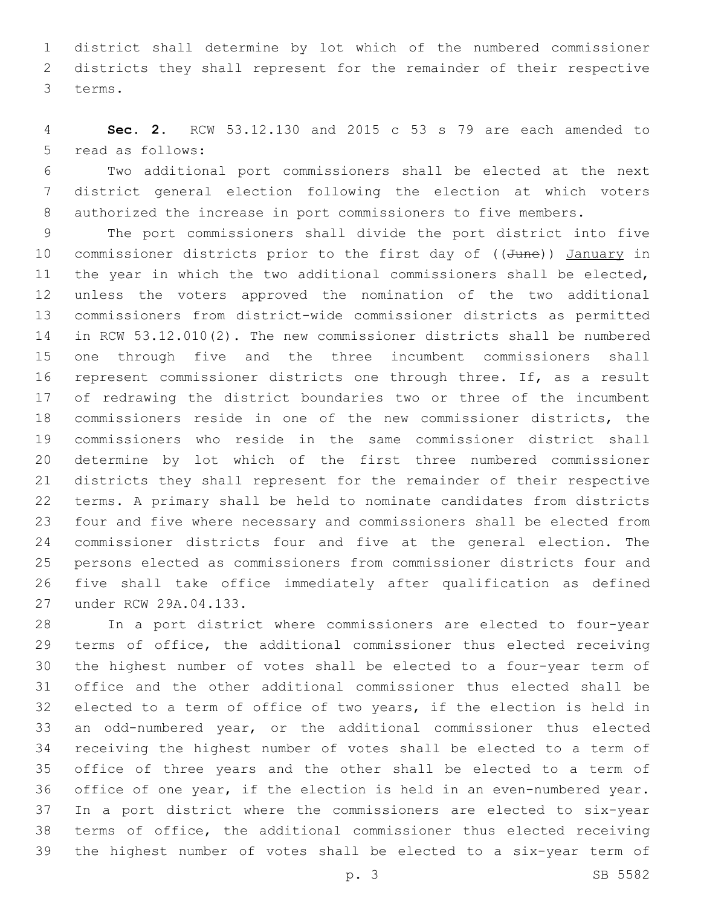district shall determine by lot which of the numbered commissioner districts they shall represent for the remainder of their respective terms.

**Sec. 2.** RCW 53.12.130 and 2015 c 53 s 79 are each amended to read as follows:

Two additional port commissioners shall be elected at the next district general election following the election at which voters authorized the increase in port commissioners to five members.

The port commissioners shall divide the port district into five commissioner districts prior to the first day of ((~~June~~)) <u>January</u> in the year in which the two additional commissioners shall be elected, unless the voters approved the nomination of the two additional commissioners from district-wide commissioner districts as permitted in RCW 53.12.010(2). The new commissioner districts shall be numbered one through five and the three incumbent commissioners shall represent commissioner districts one through three. If, as a result of redrawing the district boundaries two or three of the incumbent commissioners reside in one of the new commissioner districts, the commissioners who reside in the same commissioner district shall determine by lot which of the first three numbered commissioner districts they shall represent for the remainder of their respective terms. A primary shall be held to nominate candidates from districts four and five where necessary and commissioners shall be elected from commissioner districts four and five at the general election. The persons elected as commissioners from commissioner districts four and five shall take office immediately after qualification as defined under RCW 29A.04.133.

In a port district where commissioners are elected to four-year terms of office, the additional commissioner thus elected receiving the highest number of votes shall be elected to a four-year term of office and the other additional commissioner thus elected shall be elected to a term of office of two years, if the election is held in an odd-numbered year, or the additional commissioner thus elected receiving the highest number of votes shall be elected to a term of office of three years and the other shall be elected to a term of office of one year, if the election is held in an even-numbered year. In a port district where the commissioners are elected to six-year terms of office, the additional commissioner thus elected receiving the highest number of votes shall be elected to a six-year term of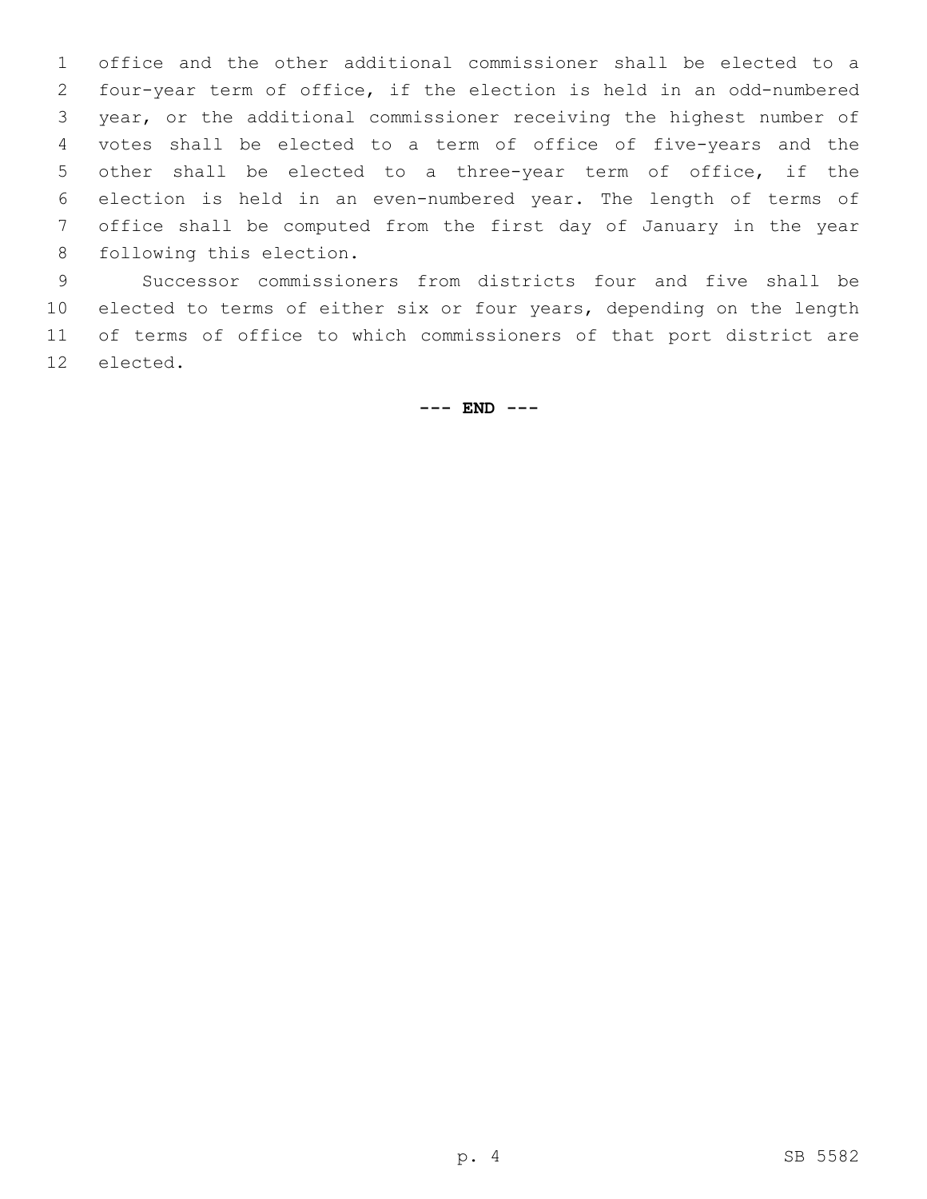office and the other additional commissioner shall be elected to a four-year term of office, if the election is held in an odd-numbered year, or the additional commissioner receiving the highest number of votes shall be elected to a term of office of five-years and the other shall be elected to a three-year term of office, if the election is held in an even-numbered year. The length of terms of office shall be computed from the first day of January in the year following this election.

Successor commissioners from districts four and five shall be elected to terms of either six or four years, depending on the length of terms of office to which commissioners of that port district are elected.

**--- END ---**